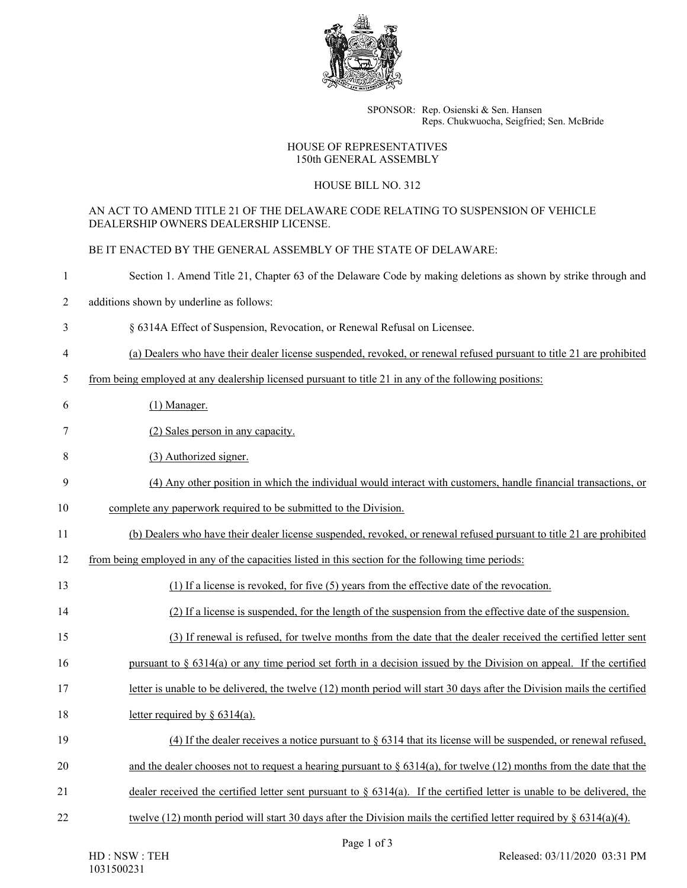SPONSOR: Rep. Osienski & Sen. Hansen
Reps. Chukwuocha, Seigfried; Sen. McBride

HOUSE OF REPRESENTATIVES
150th GENERAL ASSEMBLY

HOUSE BILL NO. 312

AN ACT TO AMEND TITLE 21 OF THE DELAWARE CODE RELATING TO SUSPENSION OF VEHICLE DEALERSHIP OWNERS DEALERSHIP LICENSE.

BE IT ENACTED BY THE GENERAL ASSEMBLY OF THE STATE OF DELAWARE:

1 Section 1. Amend Title 21, Chapter 63 of the Delaware Code by making deletions as shown by strike through and

2 additions shown by underline as follows:

3 § 6314A Effect of Suspension, Revocation, or Renewal Refusal on Licensee.

4 <u>(a) Dealers who have their dealer license suspended, revoked, or renewal refused pursuant to title 21 are prohibited</u>

5 <u>from being employed at any dealership licensed pursuant to title 21 in any of the following positions:</u>

6 <u>(1) Manager.</u>

7 <u>(2) Sales person in any capacity.</u>

8 <u>(3) Authorized signer.</u>

9 <u>(4) Any other position in which the individual would interact with customers, handle financial transactions, or</u>

10 <u>complete any paperwork required to be submitted to the Division.</u>

11 <u>(b) Dealers who have their dealer license suspended, revoked, or renewal refused pursuant to title 21 are prohibited</u>

12 <u>from being employed in any of the capacities listed in this section for the following time periods:</u>

13 <u>(1) If a license is revoked, for five (5) years from the effective date of the revocation.</u>

14 <u>(2) If a license is suspended, for the length of the suspension from the effective date of the suspension.</u>

15 <u>(3) If renewal is refused, for twelve months from the date that the dealer received the certified letter sent</u>

16 <u>pursuant to § 6314(a) or any time period set forth in a decision issued by the Division on appeal. If the certified</u>

17 <u>letter is unable to be delivered, the twelve (12) month period will start 30 days after the Division mails the certified</u>

18 <u>letter required by § 6314(a).</u>

19 <u>(4) If the dealer receives a notice pursuant to § 6314 that its license will be suspended, or renewal refused,</u>

20 <u>and the dealer chooses not to request a hearing pursuant to § 6314(a), for twelve (12) months from the date that the</u>

21 <u>dealer received the certified letter sent pursuant to § 6314(a). If the certified letter is unable to be delivered, the</u>

22 <u>twelve (12) month period will start 30 days after the Division mails the certified letter required by § 6314(a)(4).</u>

HD : NSW : TEH
1031500231

Released: 03/11/2020 03:31 PM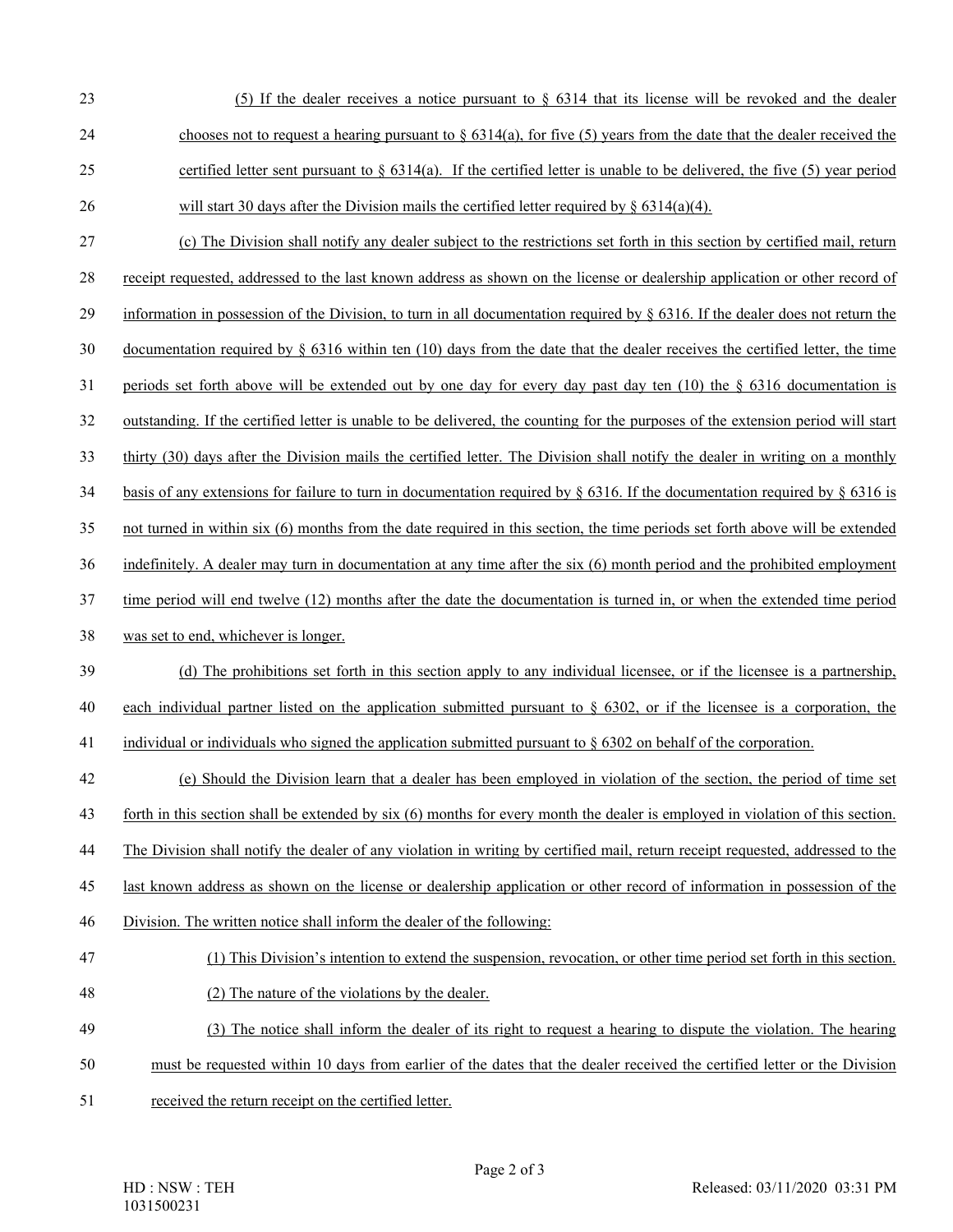(5) If the dealer receives a notice pursuant to § 6314 that its license will be revoked and the dealer chooses not to request a hearing pursuant to § 6314(a), for five (5) years from the date that the dealer received the certified letter sent pursuant to § 6314(a). If the certified letter is unable to be delivered, the five (5) year period will start 30 days after the Division mails the certified letter required by § 6314(a)(4).

(c) The Division shall notify any dealer subject to the restrictions set forth in this section by certified mail, return receipt requested, addressed to the last known address as shown on the license or dealership application or other record of information in possession of the Division, to turn in all documentation required by § 6316. If the dealer does not return the documentation required by § 6316 within ten (10) days from the date that the dealer receives the certified letter, the time periods set forth above will be extended out by one day for every day past day ten (10) the § 6316 documentation is outstanding. If the certified letter is unable to be delivered, the counting for the purposes of the extension period will start thirty (30) days after the Division mails the certified letter. The Division shall notify the dealer in writing on a monthly basis of any extensions for failure to turn in documentation required by § 6316. If the documentation required by § 6316 is not turned in within six (6) months from the date required in this section, the time periods set forth above will be extended indefinitely. A dealer may turn in documentation at any time after the six (6) month period and the prohibited employment time period will end twelve (12) months after the date the documentation is turned in, or when the extended time period was set to end, whichever is longer.

(d) The prohibitions set forth in this section apply to any individual licensee, or if the licensee is a partnership, each individual partner listed on the application submitted pursuant to § 6302, or if the licensee is a corporation, the individual or individuals who signed the application submitted pursuant to § 6302 on behalf of the corporation.

(e) Should the Division learn that a dealer has been employed in violation of the section, the period of time set forth in this section shall be extended by six (6) months for every month the dealer is employed in violation of this section. The Division shall notify the dealer of any violation in writing by certified mail, return receipt requested, addressed to the last known address as shown on the license or dealership application or other record of information in possession of the Division. The written notice shall inform the dealer of the following:

(1) This Division's intention to extend the suspension, revocation, or other time period set forth in this section.

(2) The nature of the violations by the dealer.

(3) The notice shall inform the dealer of its right to request a hearing to dispute the violation. The hearing must be requested within 10 days from earlier of the dates that the dealer received the certified letter or the Division received the return receipt on the certified letter.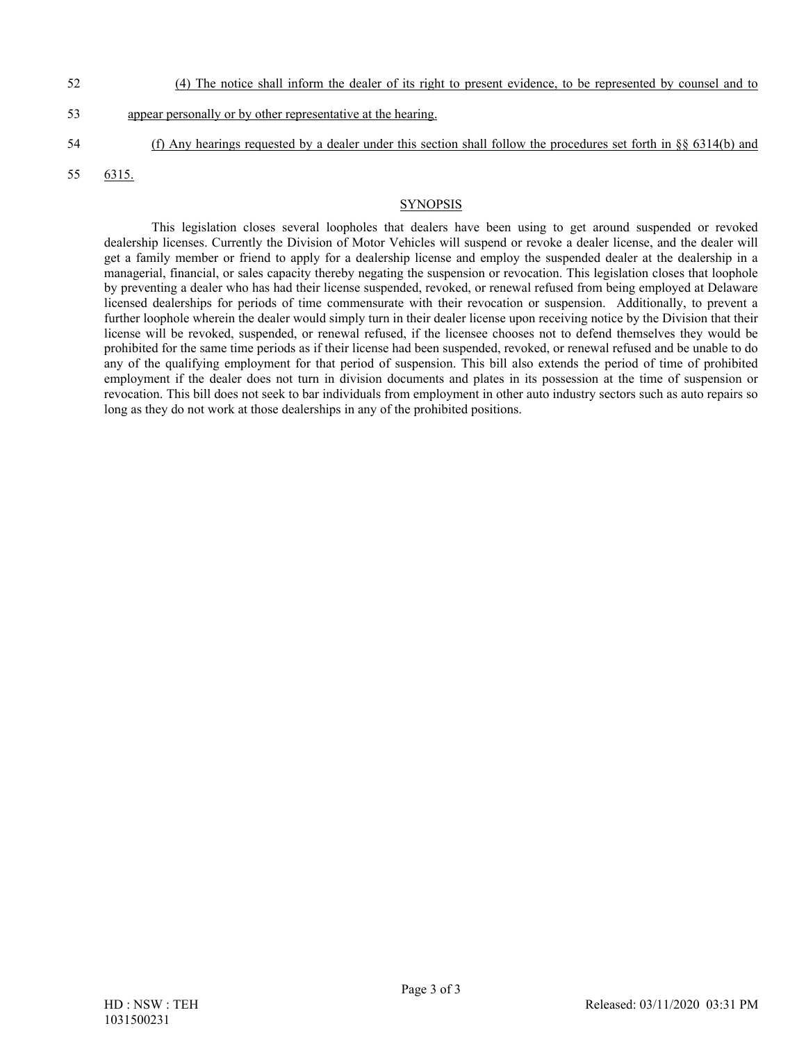52 (4) The notice shall inform the dealer of its right to present evidence, to be represented by counsel and to

53 appear personally or by other representative at the hearing.

54 (f) Any hearings requested by a dealer under this section shall follow the procedures set forth in §§ 6314(b) and

55 6315.

## SYNOPSIS

This legislation closes several loopholes that dealers have been using to get around suspended or revoked dealership licenses. Currently the Division of Motor Vehicles will suspend or revoke a dealer license, and the dealer will get a family member or friend to apply for a dealership license and employ the suspended dealer at the dealership in a managerial, financial, or sales capacity thereby negating the suspension or revocation. This legislation closes that loophole by preventing a dealer who has had their license suspended, revoked, or renewal refused from being employed at Delaware licensed dealerships for periods of time commensurate with their revocation or suspension. Additionally, to prevent a further loophole wherein the dealer would simply turn in their dealer license upon receiving notice by the Division that their license will be revoked, suspended, or renewal refused, if the licensee chooses not to defend themselves they would be prohibited for the same time periods as if their license had been suspended, revoked, or renewal refused and be unable to do any of the qualifying employment for that period of suspension. This bill also extends the period of time of prohibited employment if the dealer does not turn in division documents and plates in its possession at the time of suspension or revocation. This bill does not seek to bar individuals from employment in other auto industry sectors such as auto repairs so long as they do not work at those dealerships in any of the prohibited positions.

HD : NSW : TEH
1031500231

Released: 03/11/2020 03:31 PM